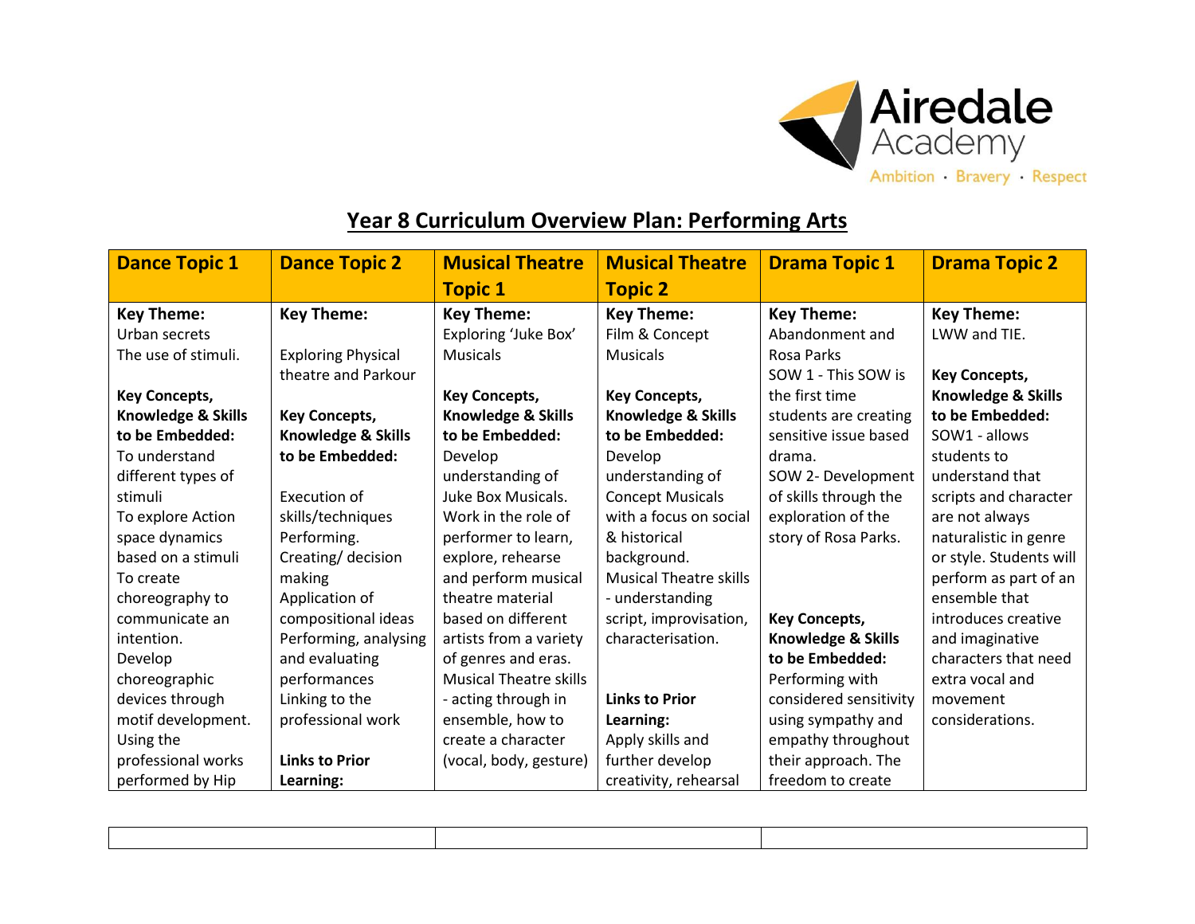Airedale Academy

Ambition · Bravery · Respect

# Year 8 Curriculum Overview Plan: Performing Arts

| Dance Topic 1 | Dance Topic 2 | Musical Theatre Topic 1 | Musical Theatre Topic 2 | Drama Topic 1 | Drama Topic 2 |
|---|---|---|---|---|---|
| **Key Theme:**<br>Urban secrets<br>The use of stimuli.<br><br>**Key Concepts, Knowledge & Skills to be Embedded:**<br>To understand different types of stimuli<br>To explore Action space dynamics based on a stimuli<br>To create choreography to communicate an intention.<br>Develop choreographic devices through motif development.<br>Using the professional works performed by Hip | **Key Theme:**<br><br>Exploring Physical theatre and Parkour<br><br>**Key Concepts, Knowledge & Skills to be Embedded:**<br><br>Execution of skills/techniques<br>Performing.<br>Creating/ decision making<br>Application of compositional ideas<br>Performing, analysing and evaluating performances<br>Linking to the professional work<br><br>**Links to Prior Learning:** | **Key Theme:**<br>Exploring 'Juke Box' Musicals<br><br>**Key Concepts, Knowledge & Skills to be Embedded:**<br>Develop understanding of Juke Box Musicals.<br>Work in the role of performer to learn, explore, rehearse and perform musical theatre material based on different artists from a variety of genres and eras.<br>Musical Theatre skills - acting through in ensemble, how to create a character (vocal, body, gesture) | **Key Theme:**<br>Film & Concept Musicals<br><br>**Key Concepts, Knowledge & Skills to be Embedded:**<br>Develop understanding of Concept Musicals with a focus on social & historical background.<br>Musical Theatre skills - understanding script, improvisation, characterisation.<br><br>**Links to Prior Learning:**<br>Apply skills and further develop creativity, rehearsal | **Key Theme:**<br>Abandonment and Rosa Parks<br>SOW 1 - This SOW is the first time students are creating sensitive issue based drama.<br>SOW 2- Development of skills through the exploration of the story of Rosa Parks.<br><br>**Key Concepts, Knowledge & Skills to be Embedded:**<br>Performing with considered sensitivity using sympathy and empathy throughout their approach. The freedom to create | **Key Theme:**<br>LWW and TIE.<br><br>**Key Concepts, Knowledge & Skills to be Embedded:**<br>SOW1 - allows students to understand that scripts and character are not always naturalistic in genre or style. Students will perform as part of an ensemble that introduces creative and imaginative characters that need extra vocal and movement considerations. |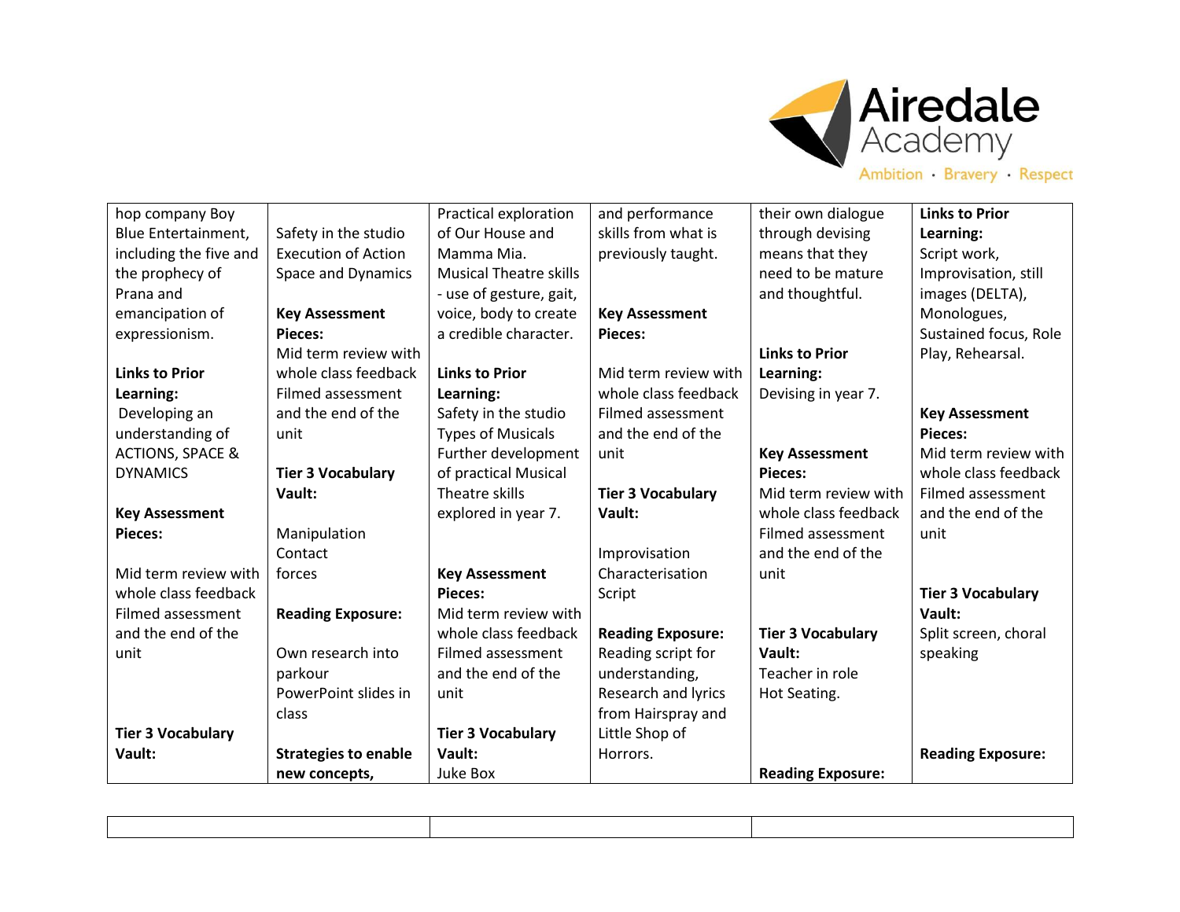| | | | | | |
|---|---|---|---|---|---|
| hop company Boy Blue Entertainment, including the five and the prophecy of Prana and emancipation of expressionism.<br><br>**Links to Prior Learning:**<br>Developing an understanding of ACTIONS, SPACE & DYNAMICS<br><br>**Key Assessment Pieces:**<br><br>Mid term review with whole class feedback Filmed assessment and the end of the unit<br><br>**Tier 3 Vocabulary Vault:** | Safety in the studio Execution of Action Space and Dynamics<br><br>**Key Assessment Pieces:**<br>Mid term review with whole class feedback Filmed assessment and the end of the unit<br><br>**Tier 3 Vocabulary Vault:**<br><br>Manipulation Contact forces<br><br>**Reading Exposure:**<br><br>Own research into parkour PowerPoint slides in class<br><br>**Strategies to enable new concepts,** | Practical exploration of Our House and Mamma Mia. Musical Theatre skills - use of gesture, gait, voice, body to create a credible character.<br><br>**Links to Prior Learning:**<br>Safety in the studio Types of Musicals Further development of practical Musical Theatre skills explored in year 7.<br><br>**Key Assessment Pieces:**<br>Mid term review with whole class feedback Filmed assessment and the end of the unit<br><br>**Tier 3 Vocabulary Vault:**<br>Juke Box | and performance skills from what is previously taught.<br><br>**Key Assessment Pieces:**<br><br>Mid term review with whole class feedback Filmed assessment and the end of the unit<br><br>**Tier 3 Vocabulary Vault:**<br><br>Improvisation Characterisation Script<br><br>**Reading Exposure:**<br>Reading script for understanding, Research and lyrics from Hairspray and Little Shop of Horrors. | their own dialogue through devising means that they need to be mature and thoughtful.<br><br>**Links to Prior Learning:**<br>Devising in year 7.<br><br>**Key Assessment Pieces:**<br>Mid term review with whole class feedback Filmed assessment and the end of the unit<br><br>**Tier 3 Vocabulary Vault:**<br>Teacher in role Hot Seating.<br><br>**Reading Exposure:** | **Links to Prior Learning:**<br>Script work, Improvisation, still images (DELTA), Monologues, Sustained focus, Role Play, Rehearsal.<br><br>**Key Assessment Pieces:**<br>Mid term review with whole class feedback Filmed assessment and the end of the unit<br><br>**Tier 3 Vocabulary Vault:**<br>Split screen, choral speaking<br><br>**Reading Exposure:** |

| | | |
|---|---|---|
| | | |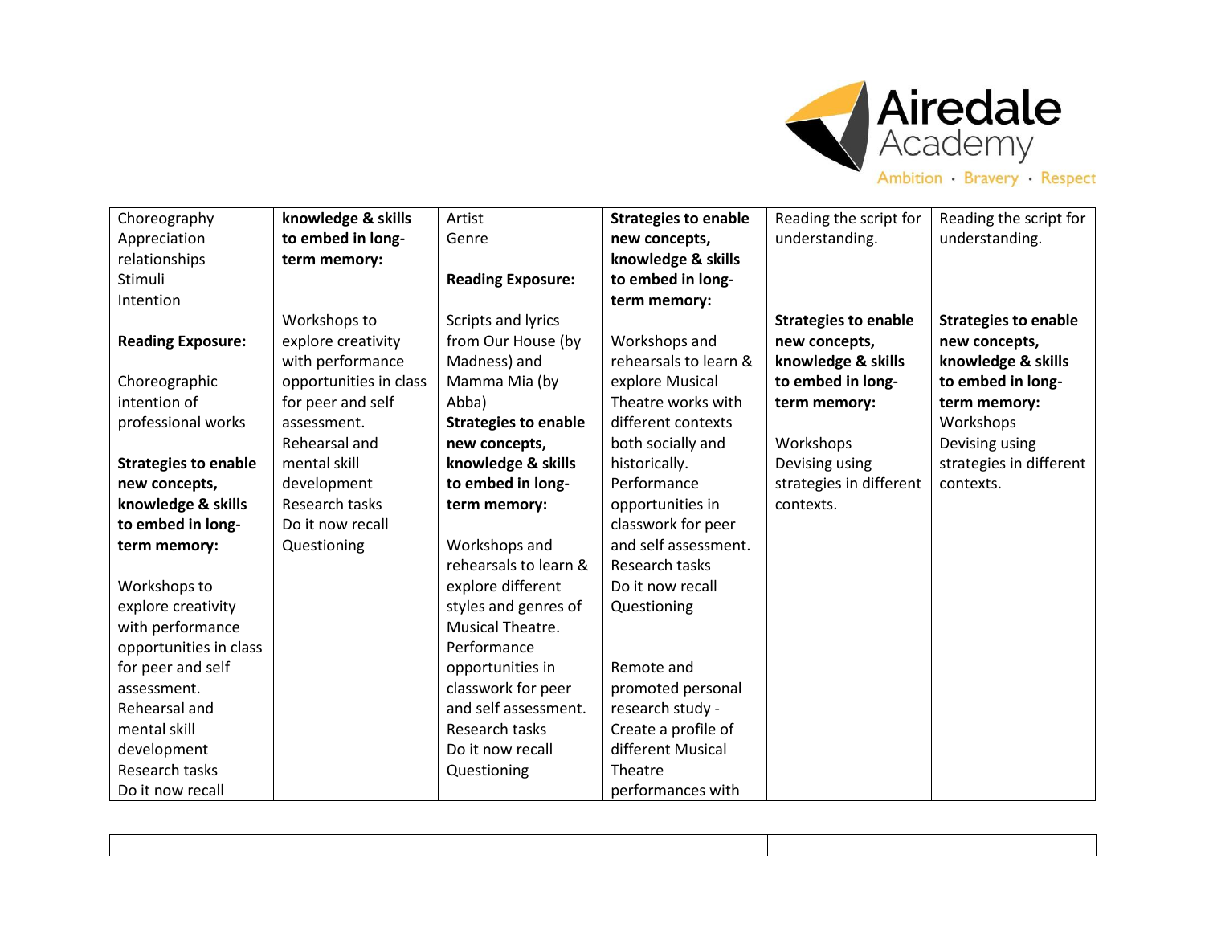| | | | | | |
|---|---|---|---|---|---|
| Choreography<br>Appreciation<br>relationships<br>Stimuli<br>Intention<br><br>**Reading Exposure:**<br><br>Choreographic intention of professional works<br><br>**Strategies to enable new concepts, knowledge & skills to embed in long-term memory:**<br><br>Workshops to explore creativity with performance opportunities in class for peer and self assessment.<br>Rehearsal and mental skill development<br>Research tasks<br>Do it now recall | **knowledge & skills to embed in long-term memory:**<br><br>Workshops to explore creativity with performance opportunities in class for peer and self assessment.<br>Rehearsal and mental skill development<br>Research tasks<br>Do it now recall<br>Questioning | Artist<br>Genre<br><br>**Reading Exposure:**<br><br>Scripts and lyrics from Our House (by Madness) and Mamma Mia (by Abba)<br>**Strategies to enable new concepts, knowledge & skills to embed in long-term memory:**<br><br>Workshops and rehearsals to learn & explore different styles and genres of Musical Theatre.<br>Performance opportunities in classwork for peer and self assessment.<br>Research tasks<br>Do it now recall<br>Questioning | **Strategies to enable new concepts, knowledge & skills to embed in long-term memory:**<br><br>Workshops and rehearsals to learn & explore Musical Theatre works with different contexts both socially and historically.<br>Performance opportunities in classwork for peer and self assessment.<br>Research tasks<br>Do it now recall<br>Questioning<br><br>Remote and promoted personal research study - Create a profile of different Musical Theatre performances with | Reading the script for understanding.<br><br>**Strategies to enable new concepts, knowledge & skills to embed in long-term memory:**<br><br>Workshops<br>Devising using strategies in different contexts. | Reading the script for understanding.<br><br>**Strategies to enable new concepts, knowledge & skills to embed in long-term memory:**<br>Workshops<br>Devising using strategies in different contexts. |

| | | |
|---|---|---|
| | | |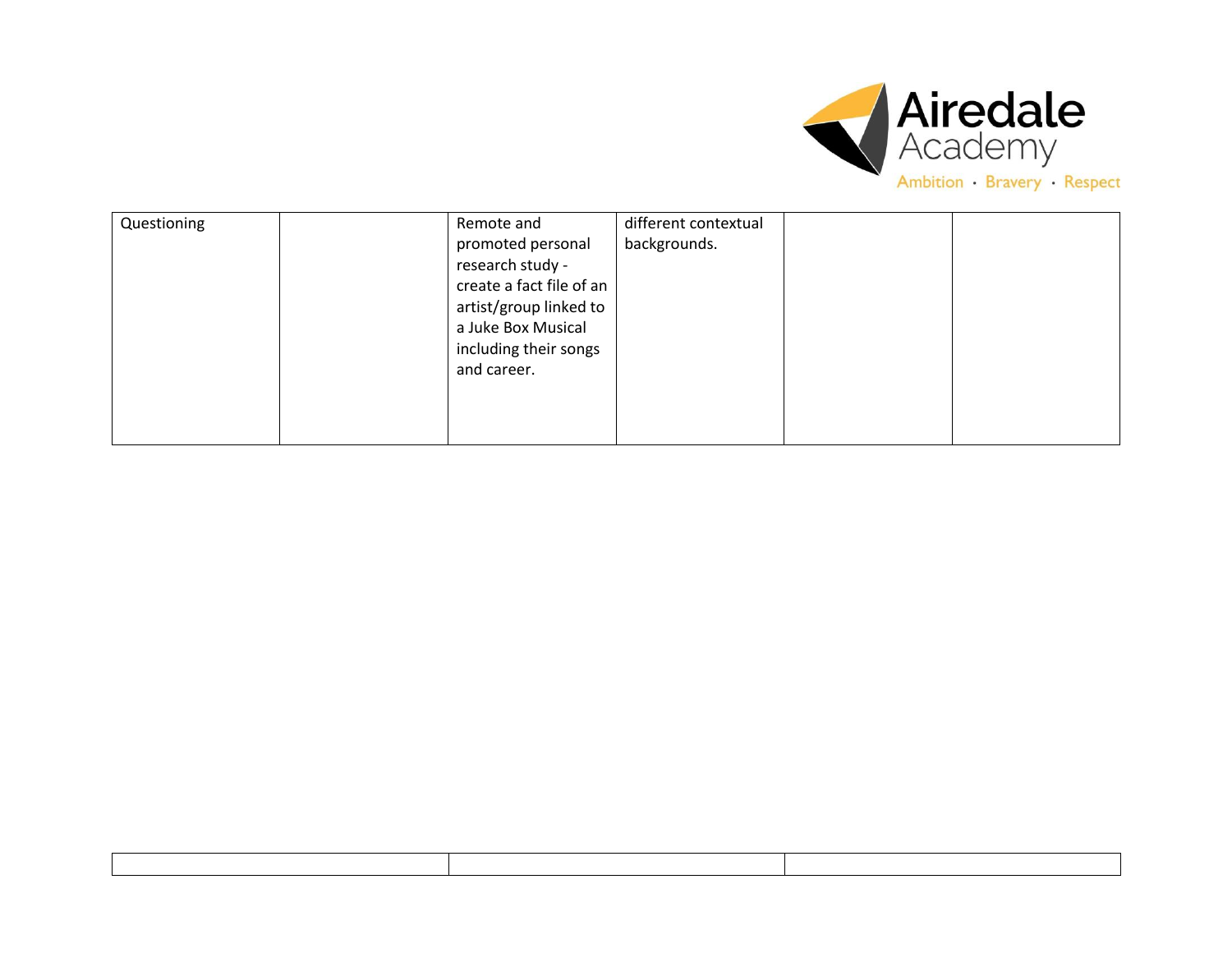| | | | | | |
|---|---|---|---|---|---|
| Questioning | | Remote and promoted personal research study - create a fact file of an artist/group linked to a Juke Box Musical including their songs and career. | different contextual backgrounds. | | |

| | | |
|---|---|---|
| | | |